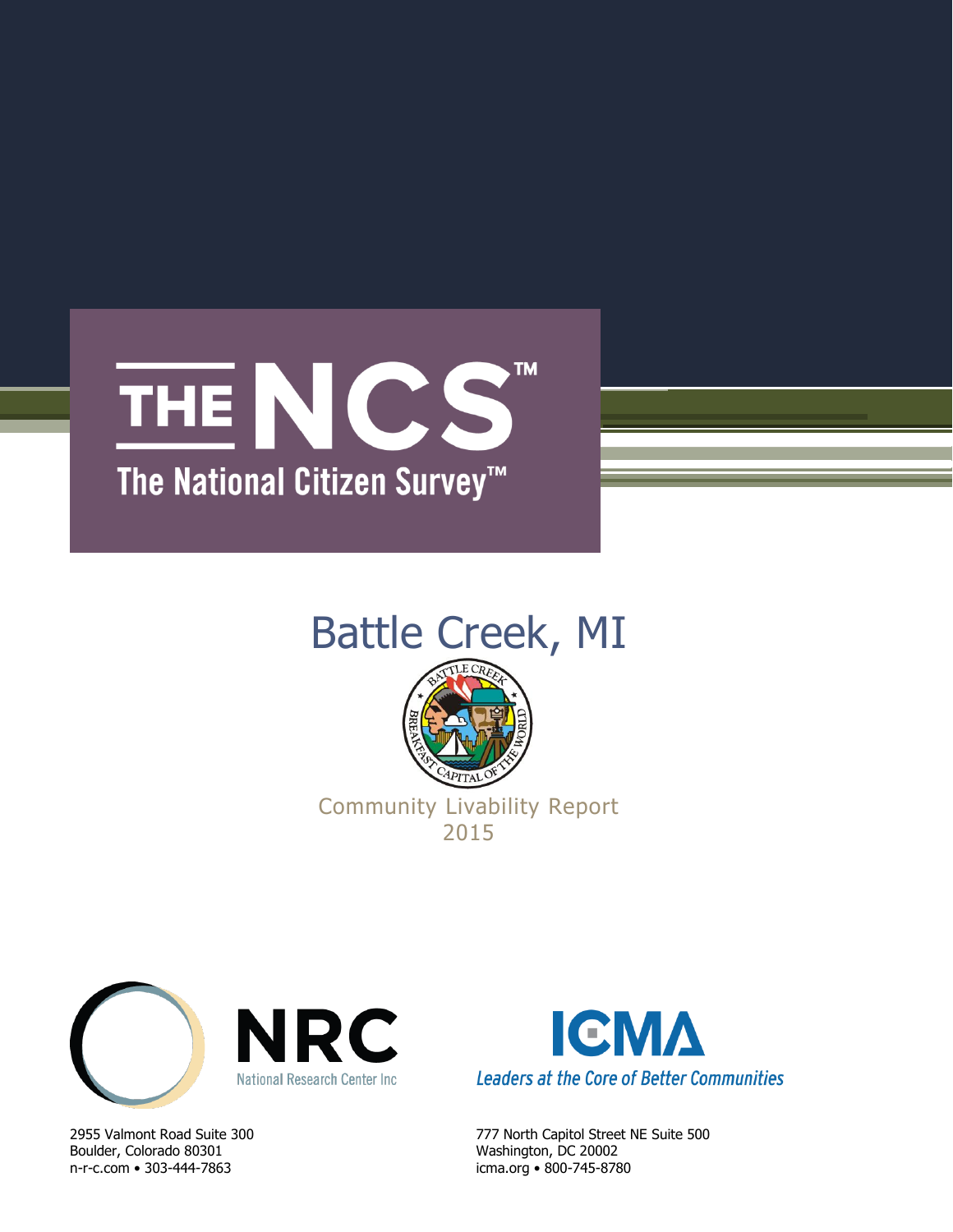# THE NCS™

## The National Citizen Survey™

# Battle Creek, MI

Community Livability Report

2015

NRC

National Research Center Inc

2955 Valmont Road Suite 300
Boulder, Colorado 80301
n-r-c.com • 303-444-7863

ICMA

*Leaders at the Core of Better Communities*

777 North Capitol Street NE Suite 500
Washington, DC 20002
icma.org • 800-745-8780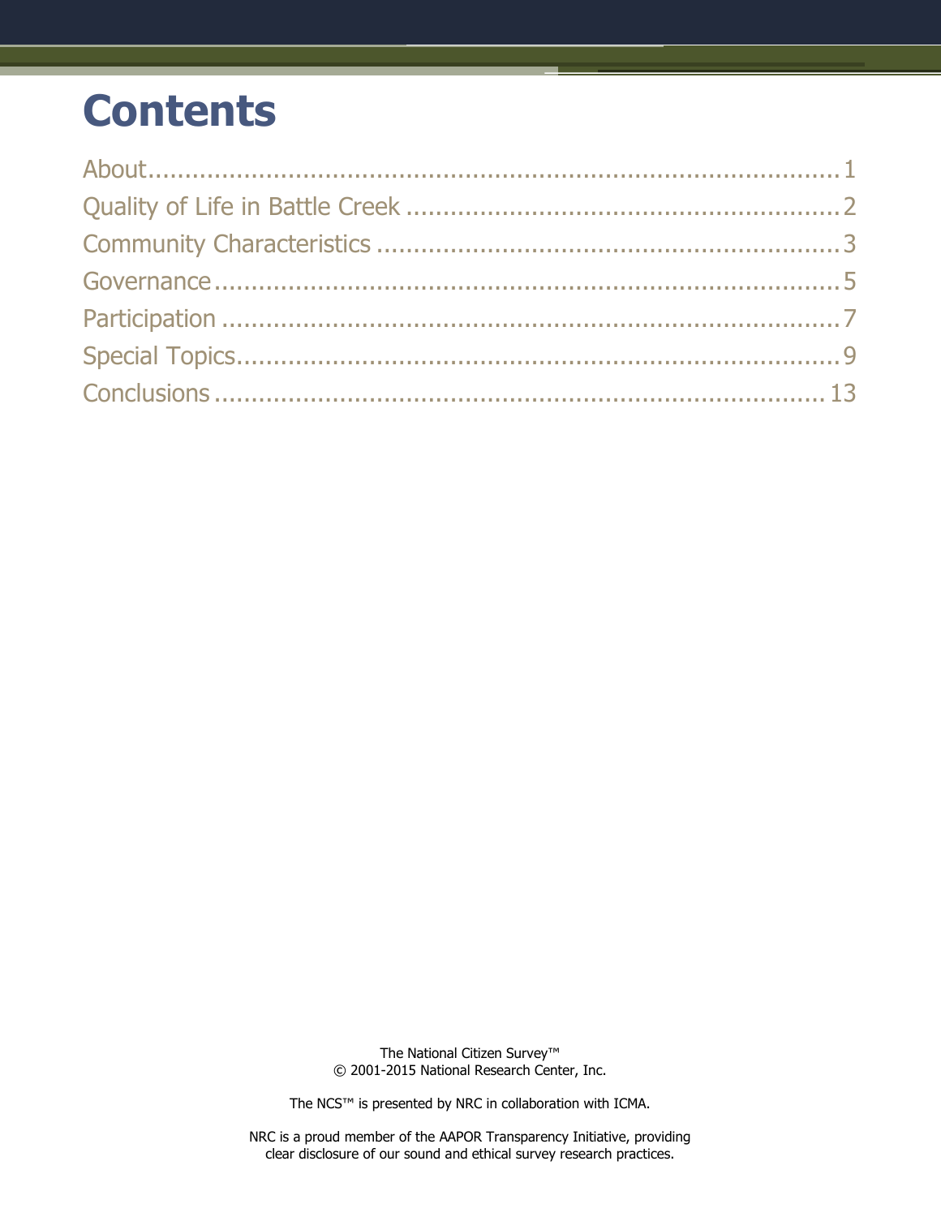# Contents

About.......................................................................................1
Quality of Life in Battle Creek ..........................................................2
Community Characteristics ...............................................................3
Governance ...............................................................................5
Participation ..............................................................................7
Special Topics.............................................................................9
Conclusions ..............................................................................13

The National Citizen Survey™
© 2001-2015 National Research Center, Inc.

The NCS™ is presented by NRC in collaboration with ICMA.

NRC is a proud member of the AAPOR Transparency Initiative, providing clear disclosure of our sound and ethical survey research practices.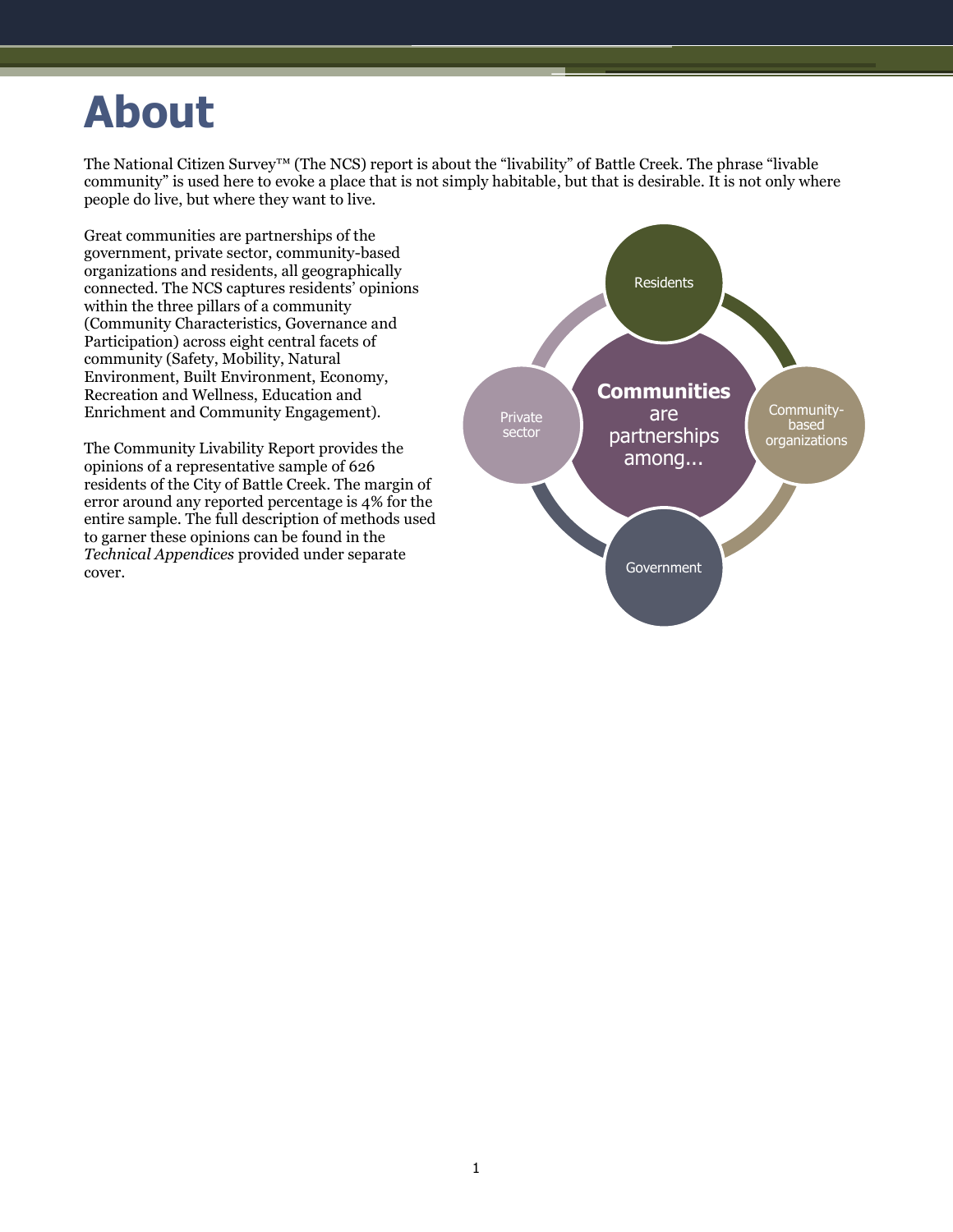# About

The National Citizen Survey™ (The NCS) report is about the "livability" of Battle Creek. The phrase "livable community" is used here to evoke a place that is not simply habitable, but that is desirable. It is not only where people do live, but where they want to live.

Great communities are partnerships of the government, private sector, community-based organizations and residents, all geographically connected. The NCS captures residents' opinions within the three pillars of a community (Community Characteristics, Governance and Participation) across eight central facets of community (Safety, Mobility, Natural Environment, Built Environment, Economy, Recreation and Wellness, Education and Enrichment and Community Engagement).

The Community Livability Report provides the opinions of a representative sample of 626 residents of the City of Battle Creek. The margin of error around any reported percentage is 4% for the entire sample. The full description of methods used to garner these opinions can be found in the *Technical Appendices* provided under separate cover.

**Communities** are partnerships among...

- Residents
- Community-based organizations
- Government
- Private sector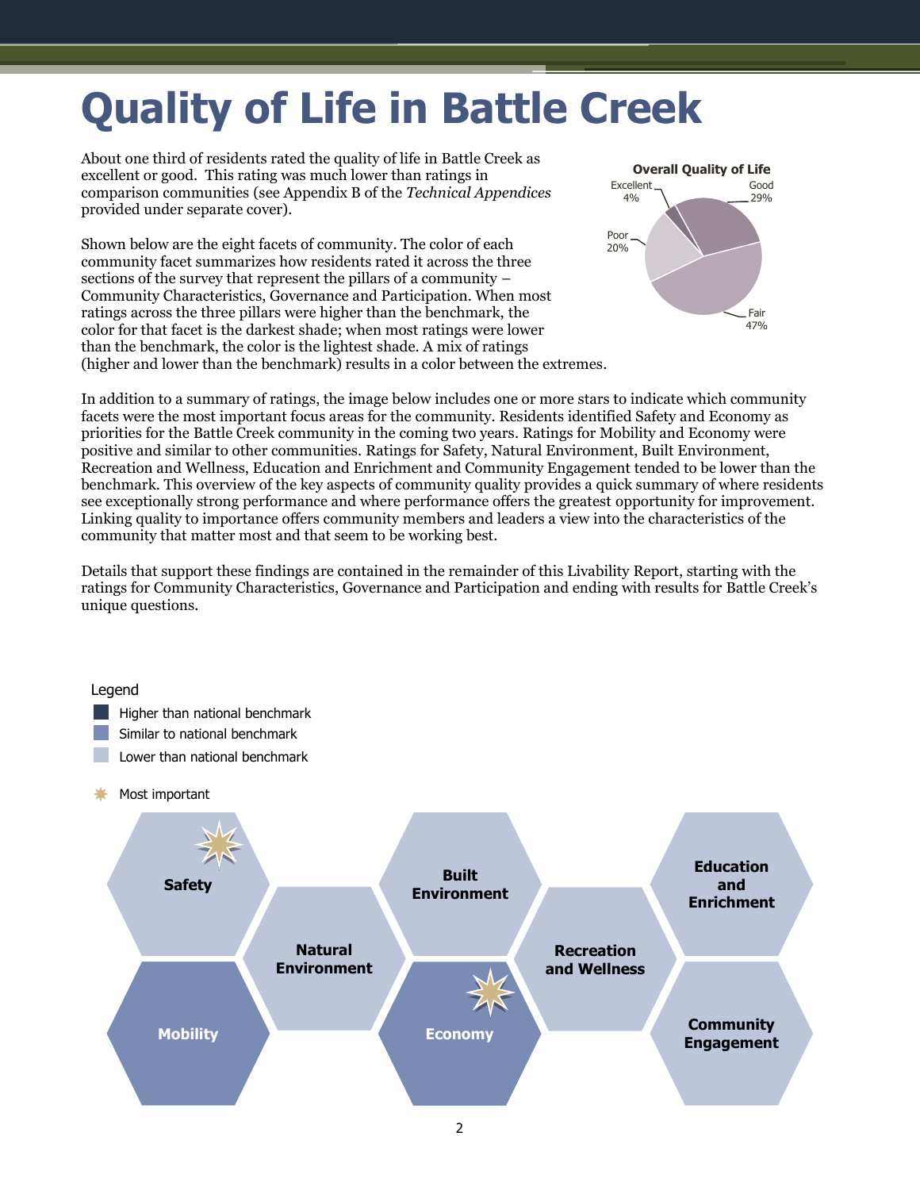# Quality of Life in Battle Creek

About one third of residents rated the quality of life in Battle Creek as excellent or good. This rating was much lower than ratings in comparison communities (see Appendix B of the *Technical Appendices* provided under separate cover).

**Overall Quality of Life**

| Rating | Percent |
|---|---|
| Excellent | 4% |
| Good | 29% |
| Fair | 47% |
| Poor | 20% |

Shown below are the eight facets of community. The color of each community facet summarizes how residents rated it across the three sections of the survey that represent the pillars of a community – Community Characteristics, Governance and Participation. When most ratings across the three pillars were higher than the benchmark, the color for that facet is the darkest shade; when most ratings were lower than the benchmark, the color is the lightest shade. A mix of ratings (higher and lower than the benchmark) results in a color between the extremes.

In addition to a summary of ratings, the image below includes one or more stars to indicate which community facets were the most important focus areas for the community. Residents identified Safety and Economy as priorities for the Battle Creek community in the coming two years. Ratings for Mobility and Economy were positive and similar to other communities. Ratings for Safety, Natural Environment, Built Environment, Recreation and Wellness, Education and Enrichment and Community Engagement tended to be lower than the benchmark. This overview of the key aspects of community quality provides a quick summary of where residents see exceptionally strong performance and where performance offers the greatest opportunity for improvement. Linking quality to importance offers community members and leaders a view into the characteristics of the community that matter most and that seem to be working best.

Details that support these findings are contained in the remainder of this Livability Report, starting with the ratings for Community Characteristics, Governance and Participation and ending with results for Battle Creek's unique questions.

Legend
- Higher than national benchmark
- Similar to national benchmark
- Lower than national benchmark
- ✷ Most important

| Facet | Rating | Most important |
|---|---|---|
| Safety | Lower than national benchmark | ✷ |
| Mobility | Similar to national benchmark | |
| Natural Environment | Lower than national benchmark | |
| Built Environment | Lower than national benchmark | |
| Economy | Similar to national benchmark | ✷ |
| Recreation and Wellness | Lower than national benchmark | |
| Education and Enrichment | Lower than national benchmark | |
| Community Engagement | Lower than national benchmark | |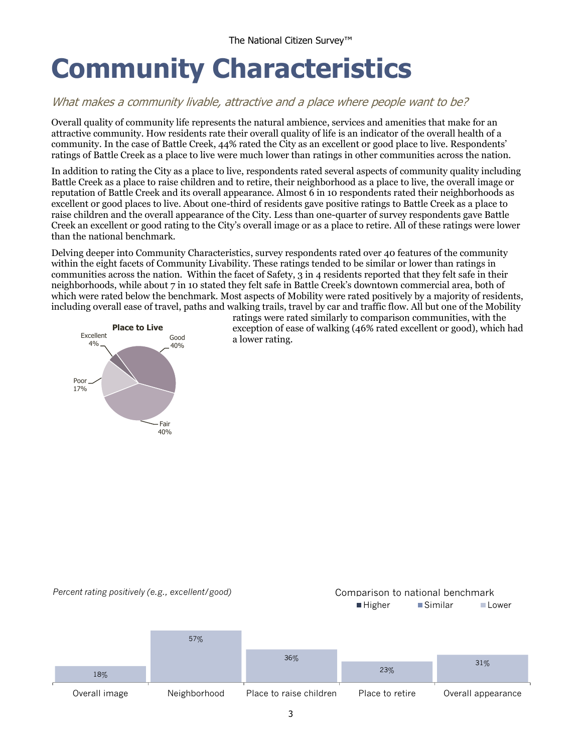# Community Characteristics

*What makes a community livable, attractive and a place where people want to be?*

Overall quality of community life represents the natural ambience, services and amenities that make for an attractive community. How residents rate their overall quality of life is an indicator of the overall health of a community. In the case of Battle Creek, 44% rated the City as an excellent or good place to live. Respondents' ratings of Battle Creek as a place to live were much lower than ratings in other communities across the nation.

In addition to rating the City as a place to live, respondents rated several aspects of community quality including Battle Creek as a place to raise children and to retire, their neighborhood as a place to live, the overall image or reputation of Battle Creek and its overall appearance. Almost 6 in 10 respondents rated their neighborhoods as excellent or good places to live. About one-third of residents gave positive ratings to Battle Creek as a place to raise children and the overall appearance of the City. Less than one-quarter of survey respondents gave Battle Creek an excellent or good rating to the City's overall image or as a place to retire. All of these ratings were lower than the national benchmark.

Delving deeper into Community Characteristics, survey respondents rated over 40 features of the community within the eight facets of Community Livability. These ratings tended to be similar or lower than ratings in communities across the nation. Within the facet of Safety, 3 in 4 residents reported that they felt safe in their neighborhoods, while about 7 in 10 stated they felt safe in Battle Creek's downtown commercial area, both of which were rated below the benchmark. Most aspects of Mobility were rated positively by a majority of residents, including overall ease of travel, paths and walking trails, travel by car and traffic flow. All but one of the Mobility ratings were rated similarly to comparison communities, with the exception of ease of walking (46% rated excellent or good), which had a lower rating.

**Place to Live**

| Rating | Percent |
|---|---|
| Excellent | 4% |
| Good | 40% |
| Fair | 40% |
| Poor | 17% |

*Percent rating positively (e.g., excellent/good)*

Comparison to national benchmark: Higher / Similar / Lower

| | Overall image | Neighborhood | Place to raise children | Place to retire | Overall appearance |
|---|---|---|---|---|---|
| Percent rating positively | 18% | 57% | 36% | 23% | 31% |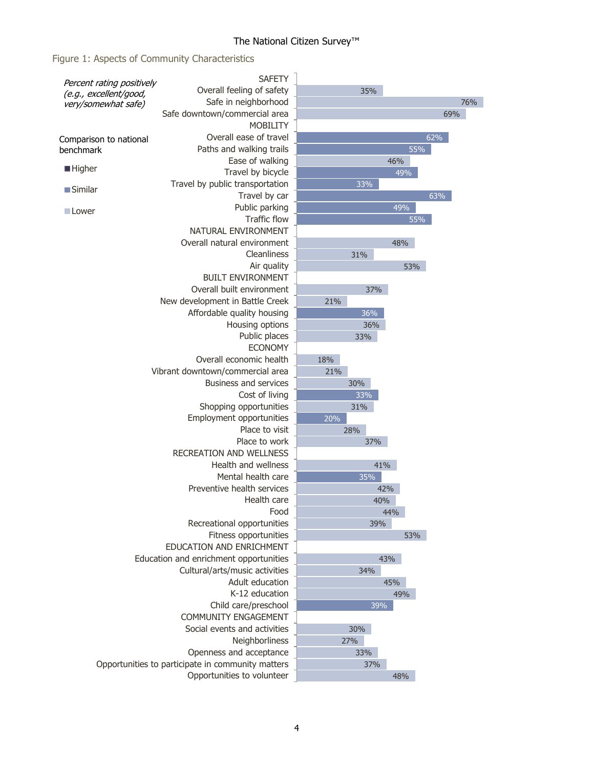## Figure 1: Aspects of Community Characteristics

*Percent rating positively (e.g., excellent/good, very/somewhat safe)*

Comparison to national benchmark: Higher / Similar / Lower

| Category | Percent | Comparison to national benchmark |
|---|---|---|
| **SAFETY** | | |
| Overall feeling of safety | 35% | Lower |
| Safe in neighborhood | 76% | Lower |
| Safe downtown/commercial area | 69% | Lower |
| **MOBILITY** | | |
| Overall ease of travel | 62% | Similar |
| Paths and walking trails | 55% | Similar |
| Ease of walking | 46% | Lower |
| Travel by bicycle | 49% | Similar |
| Travel by public transportation | 33% | Similar |
| Travel by car | 63% | Similar |
| Public parking | 49% | Similar |
| Traffic flow | 55% | Similar |
| **NATURAL ENVIRONMENT** | | |
| Overall natural environment | 48% | Lower |
| Cleanliness | 31% | Lower |
| Air quality | 53% | Lower |
| **BUILT ENVIRONMENT** | | |
| Overall built environment | 37% | Lower |
| New development in Battle Creek | 21% | Lower |
| Affordable quality housing | 36% | Similar |
| Housing options | 36% | Lower |
| Public places | 33% | Lower |
| **ECONOMY** | | |
| Overall economic health | 18% | Lower |
| Vibrant downtown/commercial area | 21% | Lower |
| Business and services | 30% | Lower |
| Cost of living | 33% | Similar |
| Shopping opportunities | 31% | Lower |
| Employment opportunities | 20% | Similar |
| Place to visit | 28% | Lower |
| Place to work | 37% | Lower |
| **RECREATION AND WELLNESS** | | |
| Health and wellness | 41% | Lower |
| Mental health care | 35% | Similar |
| Preventive health services | 42% | Lower |
| Health care | 40% | Lower |
| Food | 44% | Lower |
| Recreational opportunities | 39% | Lower |
| Fitness opportunities | 53% | Lower |
| **EDUCATION AND ENRICHMENT** | | |
| Education and enrichment opportunities | 43% | Lower |
| Cultural/arts/music activities | 34% | Lower |
| Adult education | 45% | Lower |
| K-12 education | 49% | Lower |
| Child care/preschool | 39% | Similar |
| **COMMUNITY ENGAGEMENT** | | |
| Social events and activities | 30% | Lower |
| Neighborliness | 27% | Lower |
| Openness and acceptance | 33% | Lower |
| Opportunities to participate in community matters | 37% | Lower |
| Opportunities to volunteer | 48% | Lower |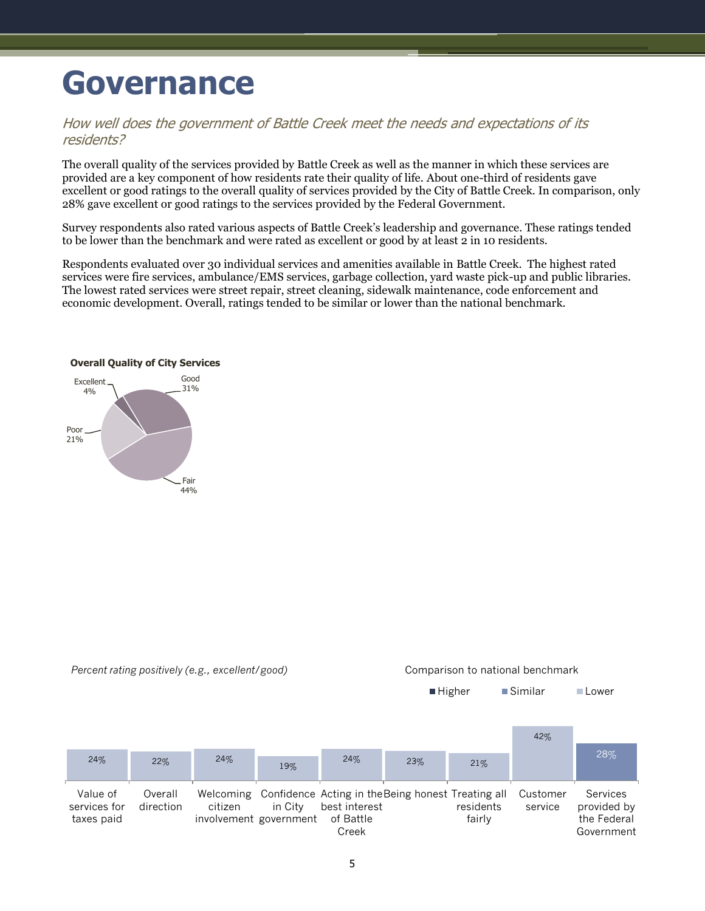# Governance

*How well does the government of Battle Creek meet the needs and expectations of its residents?*

The overall quality of the services provided by Battle Creek as well as the manner in which these services are provided are a key component of how residents rate their quality of life. About one-third of residents gave excellent or good ratings to the overall quality of services provided by the City of Battle Creek. In comparison, only 28% gave excellent or good ratings to the services provided by the Federal Government.

Survey respondents also rated various aspects of Battle Creek's leadership and governance. These ratings tended to be lower than the benchmark and were rated as excellent or good by at least 2 in 10 residents.

Respondents evaluated over 30 individual services and amenities available in Battle Creek. The highest rated services were fire services, ambulance/EMS services, garbage collection, yard waste pick-up and public libraries. The lowest rated services were street repair, street cleaning, sidewalk maintenance, code enforcement and economic development. Overall, ratings tended to be similar or lower than the national benchmark.

**Overall Quality of City Services**

| Rating | Percent |
|---|---|
| Excellent | 4% |
| Good | 31% |
| Fair | 44% |
| Poor | 21% |

*Percent rating positively (e.g., excellent/good)*

Comparison to national benchmark: Higher / Similar / Lower

| Item | Percent | Comparison to national benchmark |
|---|---|---|
| Value of services for taxes paid | 24% | Lower |
| Overall direction | 22% | Lower |
| Welcoming citizen involvement | 24% | Lower |
| Confidence in City government | 19% | Lower |
| Acting in the best interest of Battle Creek | 24% | Lower |
| Being honest | 23% | Lower |
| Treating all residents fairly | 21% | Lower |
| Customer service | 42% | Lower |
| Services provided by the Federal Government | 28% | Similar |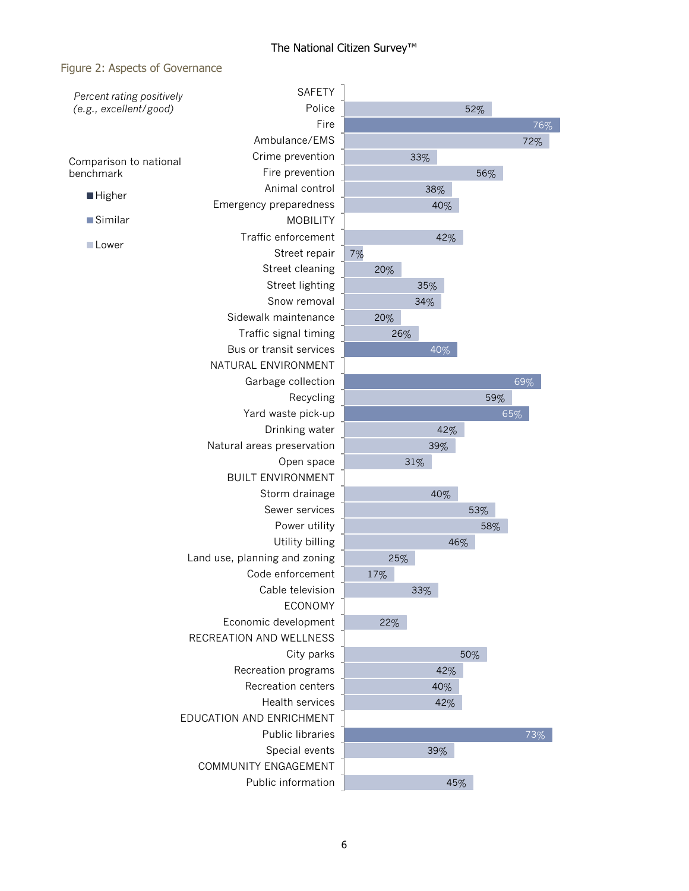## Figure 2: Aspects of Governance

*Percent rating positively (e.g., excellent/good)*

Comparison to national benchmark

- Higher
- Similar
- Lower

| Category | Percent | Comparison |
|---|---|---|
| **SAFETY** | | |
| Police | 52% | Lower |
| Fire | 76% | Similar |
| Ambulance/EMS | 72% | Lower |
| Crime prevention | 33% | Lower |
| Fire prevention | 56% | Lower |
| Animal control | 38% | Lower |
| Emergency preparedness | 40% | Lower |
| **MOBILITY** | | |
| Traffic enforcement | 42% | Lower |
| Street repair | 7% | Lower |
| Street cleaning | 20% | Lower |
| Street lighting | 35% | Lower |
| Snow removal | 34% | Lower |
| Sidewalk maintenance | 20% | Lower |
| Traffic signal timing | 26% | Lower |
| Bus or transit services | 40% | Similar |
| **NATURAL ENVIRONMENT** | | |
| Garbage collection | 69% | Similar |
| Recycling | 59% | Lower |
| Yard waste pick-up | 65% | Similar |
| Drinking water | 42% | Lower |
| Natural areas preservation | 39% | Lower |
| Open space | 31% | Lower |
| **BUILT ENVIRONMENT** | | |
| Storm drainage | 40% | Lower |
| Sewer services | 53% | Lower |
| Power utility | 58% | Lower |
| Utility billing | 46% | Lower |
| Land use, planning and zoning | 25% | Lower |
| Code enforcement | 17% | Lower |
| Cable television | 33% | Lower |
| **ECONOMY** | | |
| Economic development | 22% | Lower |
| **RECREATION AND WELLNESS** | | |
| City parks | 50% | Lower |
| Recreation programs | 42% | Lower |
| Recreation centers | 40% | Lower |
| Health services | 42% | Lower |
| **EDUCATION AND ENRICHMENT** | | |
| Public libraries | 73% | Similar |
| Special events | 39% | Lower |
| **COMMUNITY ENGAGEMENT** | | |
| Public information | 45% | Lower |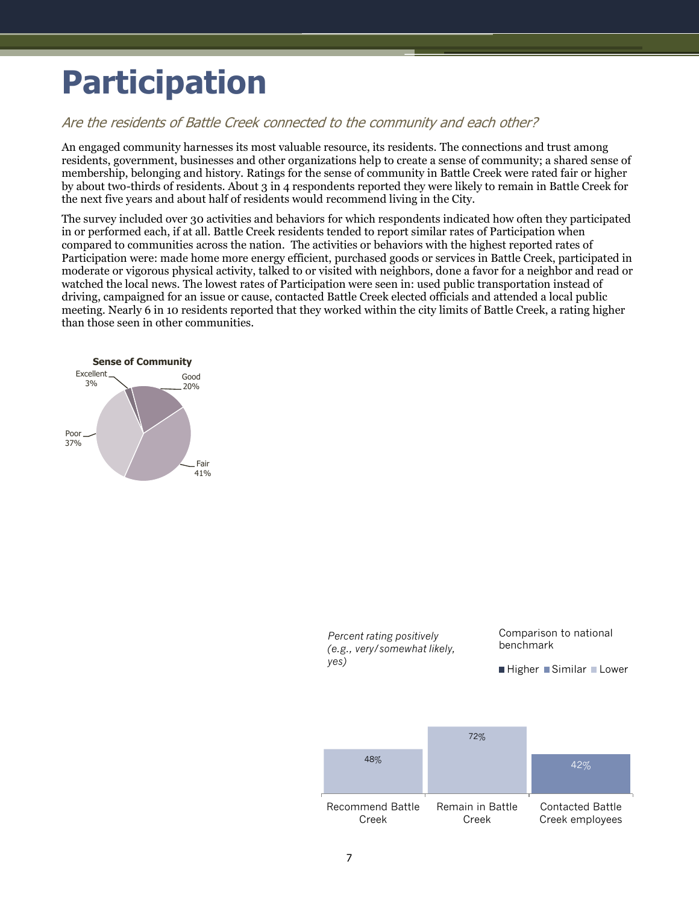# Participation

*Are the residents of Battle Creek connected to the community and each other?*

An engaged community harnesses its most valuable resource, its residents. The connections and trust among residents, government, businesses and other organizations help to create a sense of community; a shared sense of membership, belonging and history. Ratings for the sense of community in Battle Creek were rated fair or higher by about two-thirds of residents. About 3 in 4 respondents reported they were likely to remain in Battle Creek for the next five years and about half of residents would recommend living in the City.

The survey included over 30 activities and behaviors for which respondents indicated how often they participated in or performed each, if at all. Battle Creek residents tended to report similar rates of Participation when compared to communities across the nation. The activities or behaviors with the highest reported rates of Participation were: made home more energy efficient, purchased goods or services in Battle Creek, participated in moderate or vigorous physical activity, talked to or visited with neighbors, done a favor for a neighbor and read or watched the local news. The lowest rates of Participation were seen in: used public transportation instead of driving, campaigned for an issue or cause, contacted Battle Creek elected officials and attended a local public meeting. Nearly 6 in 10 residents reported that they worked within the city limits of Battle Creek, a rating higher than those seen in other communities.

**Sense of Community**

| Rating | Percent |
|---|---|
| Excellent | 3% |
| Good | 20% |
| Fair | 41% |
| Poor | 37% |

*Percent rating positively (e.g., very/somewhat likely, yes)*

Comparison to national benchmark: Higher / Similar / Lower

| Item | Percent | Comparison to national benchmark |
|---|---|---|
| Recommend Battle Creek | 48% | Lower |
| Remain in Battle Creek | 72% | Lower |
| Contacted Battle Creek employees | 42% | Similar |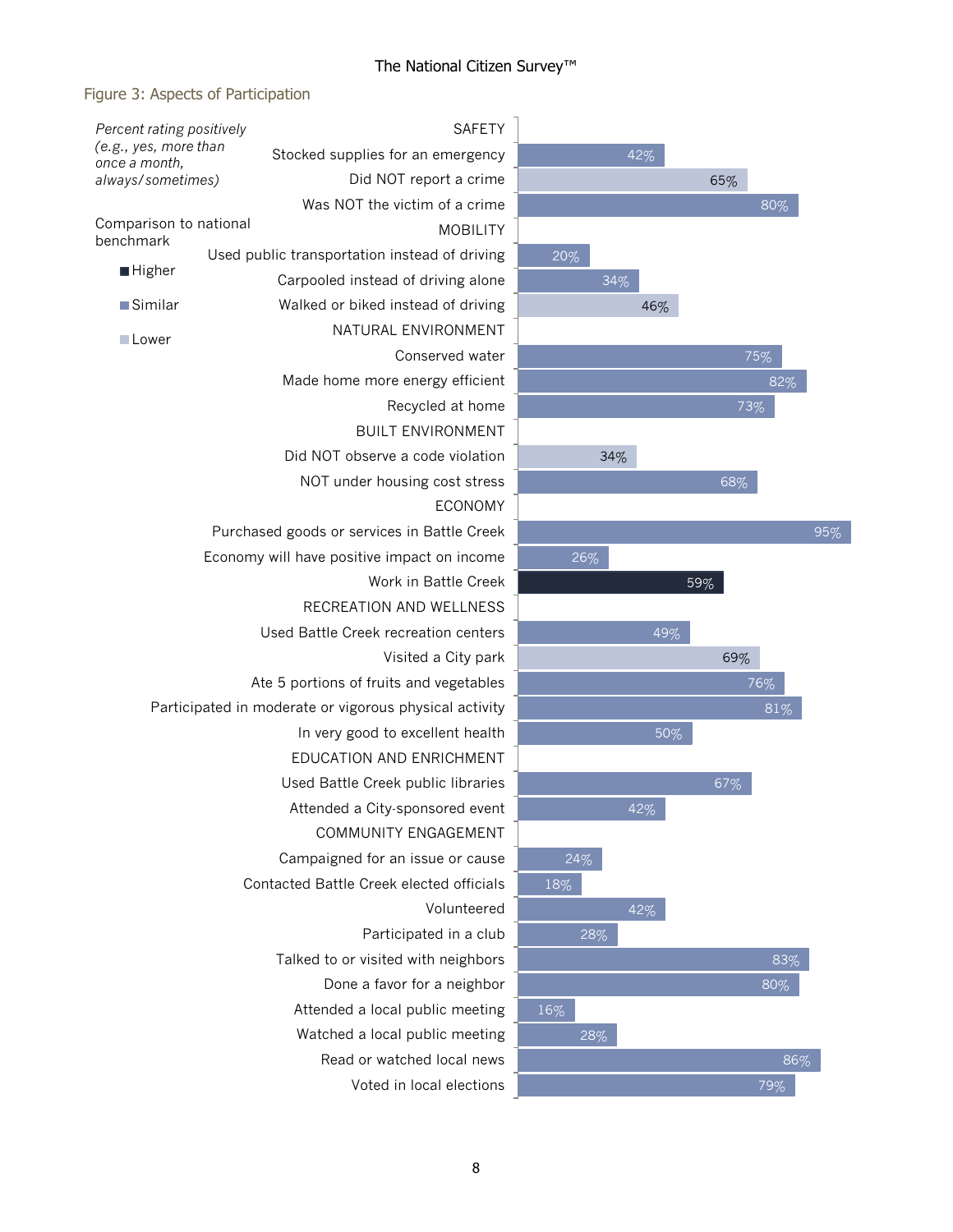## Figure 3: Aspects of Participation

*Percent rating positively (e.g., yes, more than once a month, always/sometimes)*

Comparison to national benchmark

- Higher
- Similar
- Lower

| Category / Item | Percent | Comparison to national benchmark |
|---|---|---|
| **SAFETY** | | |
| Stocked supplies for an emergency | 42% | Similar |
| Did NOT report a crime | 65% | Lower |
| Was NOT the victim of a crime | 80% | Similar |
| **MOBILITY** | | |
| Used public transportation instead of driving | 20% | Similar |
| Carpooled instead of driving alone | 34% | Similar |
| Walked or biked instead of driving | 46% | Lower |
| **NATURAL ENVIRONMENT** | | |
| Conserved water | 75% | Similar |
| Made home more energy efficient | 82% | Similar |
| Recycled at home | 73% | Similar |
| **BUILT ENVIRONMENT** | | |
| Did NOT observe a code violation | 34% | Lower |
| NOT under housing cost stress | 68% | Similar |
| **ECONOMY** | | |
| Purchased goods or services in Battle Creek | 95% | Similar |
| Economy will have positive impact on income | 26% | Similar |
| Work in Battle Creek | 59% | Higher |
| **RECREATION AND WELLNESS** | | |
| Used Battle Creek recreation centers | 49% | Similar |
| Visited a City park | 69% | Lower |
| Ate 5 portions of fruits and vegetables | 76% | Similar |
| Participated in moderate or vigorous physical activity | 81% | Similar |
| In very good to excellent health | 50% | Similar |
| **EDUCATION AND ENRICHMENT** | | |
| Used Battle Creek public libraries | 67% | Similar |
| Attended a City-sponsored event | 42% | Similar |
| **COMMUNITY ENGAGEMENT** | | |
| Campaigned for an issue or cause | 24% | Similar |
| Contacted Battle Creek elected officials | 18% | Similar |
| Volunteered | 42% | Similar |
| Participated in a club | 28% | Similar |
| Talked to or visited with neighbors | 83% | Similar |
| Done a favor for a neighbor | 80% | Similar |
| Attended a local public meeting | 16% | Similar |
| Watched a local public meeting | 28% | Similar |
| Read or watched local news | 86% | Similar |
| Voted in local elections | 79% | Similar |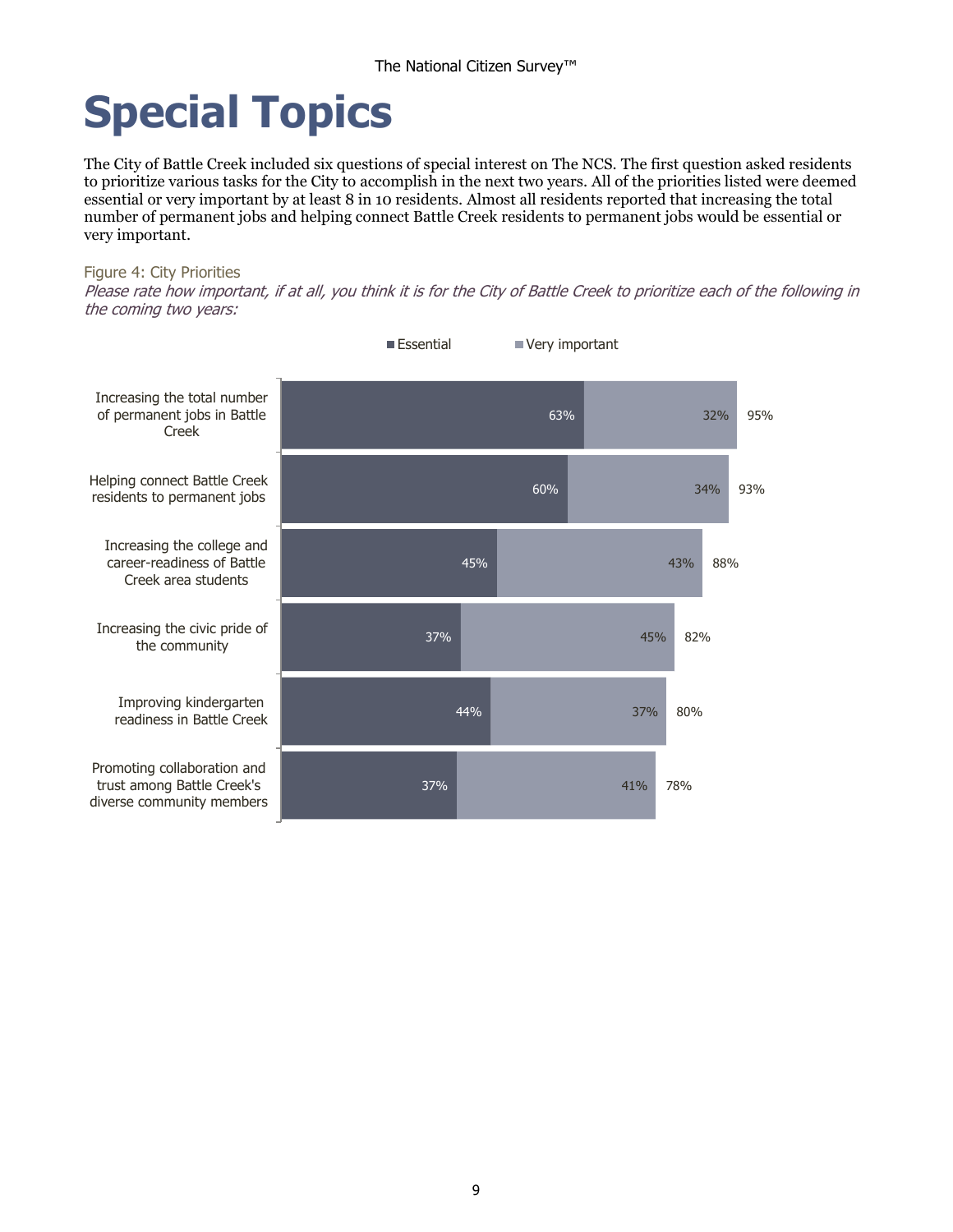# Special Topics

The City of Battle Creek included six questions of special interest on The NCS. The first question asked residents to prioritize various tasks for the City to accomplish in the next two years. All of the priorities listed were deemed essential or very important by at least 8 in 10 residents. Almost all residents reported that increasing the total number of permanent jobs and helping connect Battle Creek residents to permanent jobs would be essential or very important.

Figure 4: City Priorities

*Please rate how important, if at all, you think it is for the City of Battle Creek to prioritize each of the following in the coming two years:*

| | Essential | Very important | Total |
|---|---|---|---|
| Increasing the total number of permanent jobs in Battle Creek | 63% | 32% | 95% |
| Helping connect Battle Creek residents to permanent jobs | 60% | 34% | 93% |
| Increasing the college and career-readiness of Battle Creek area students | 45% | 43% | 88% |
| Increasing the civic pride of the community | 37% | 45% | 82% |
| Improving kindergarten readiness in Battle Creek | 44% | 37% | 80% |
| Promoting collaboration and trust among Battle Creek's diverse community members | 37% | 41% | 78% |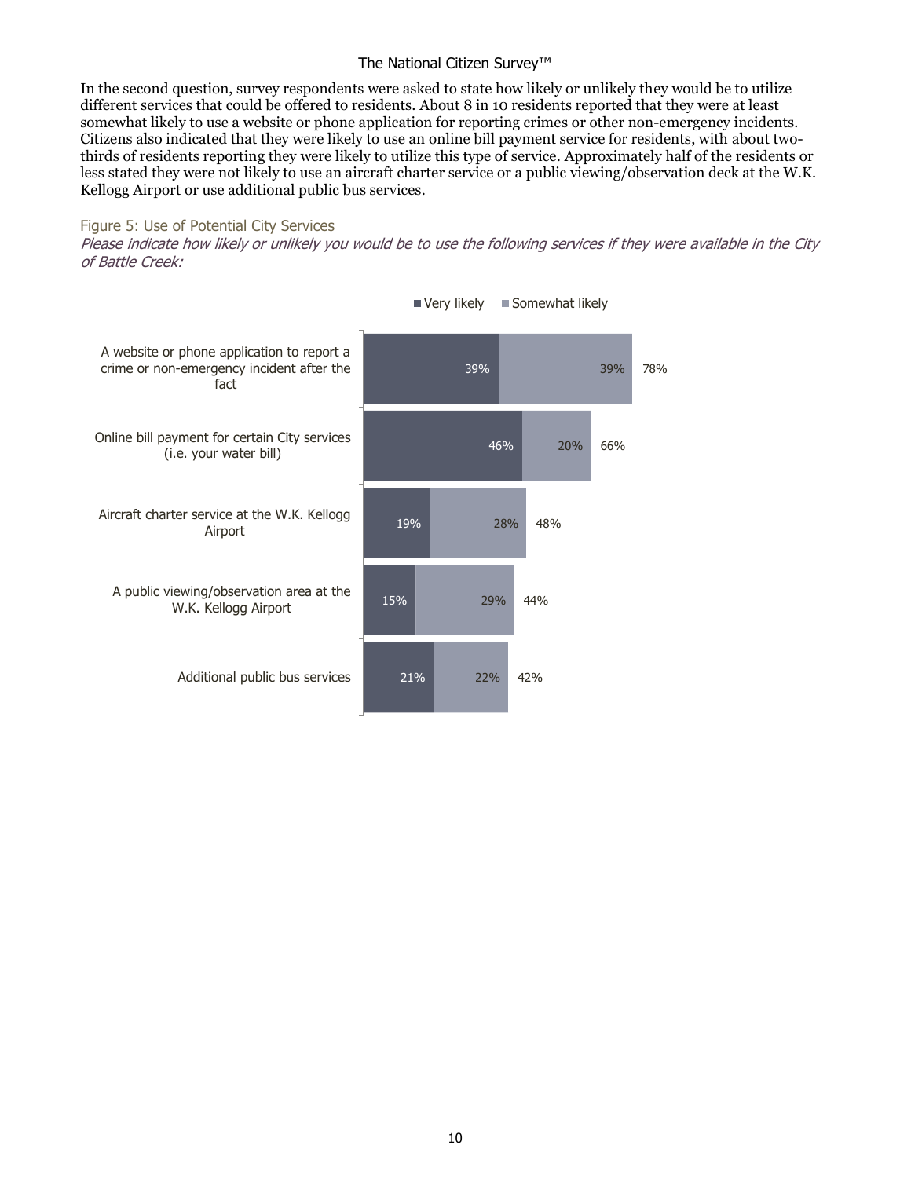In the second question, survey respondents were asked to state how likely or unlikely they would be to utilize different services that could be offered to residents. About 8 in 10 residents reported that they were at least somewhat likely to use a website or phone application for reporting crimes or other non-emergency incidents. Citizens also indicated that they were likely to use an online bill payment service for residents, with about two-thirds of residents reporting they were likely to utilize this type of service. Approximately half of the residents or less stated they were not likely to use an aircraft charter service or a public viewing/observation deck at the W.K. Kellogg Airport or use additional public bus services.

### Figure 5: Use of Potential City Services

*Please indicate how likely or unlikely you would be to use the following services if they were available in the City of Battle Creek:*

| Service | Very likely | Somewhat likely | Total |
|---|---|---|---|
| A website or phone application to report a crime or non-emergency incident after the fact | 39% | 39% | 78% |
| Online bill payment for certain City services (i.e. your water bill) | 46% | 20% | 66% |
| Aircraft charter service at the W.K. Kellogg Airport | 19% | 28% | 48% |
| A public viewing/observation area at the W.K. Kellogg Airport | 15% | 29% | 44% |
| Additional public bus services | 21% | 22% | 42% |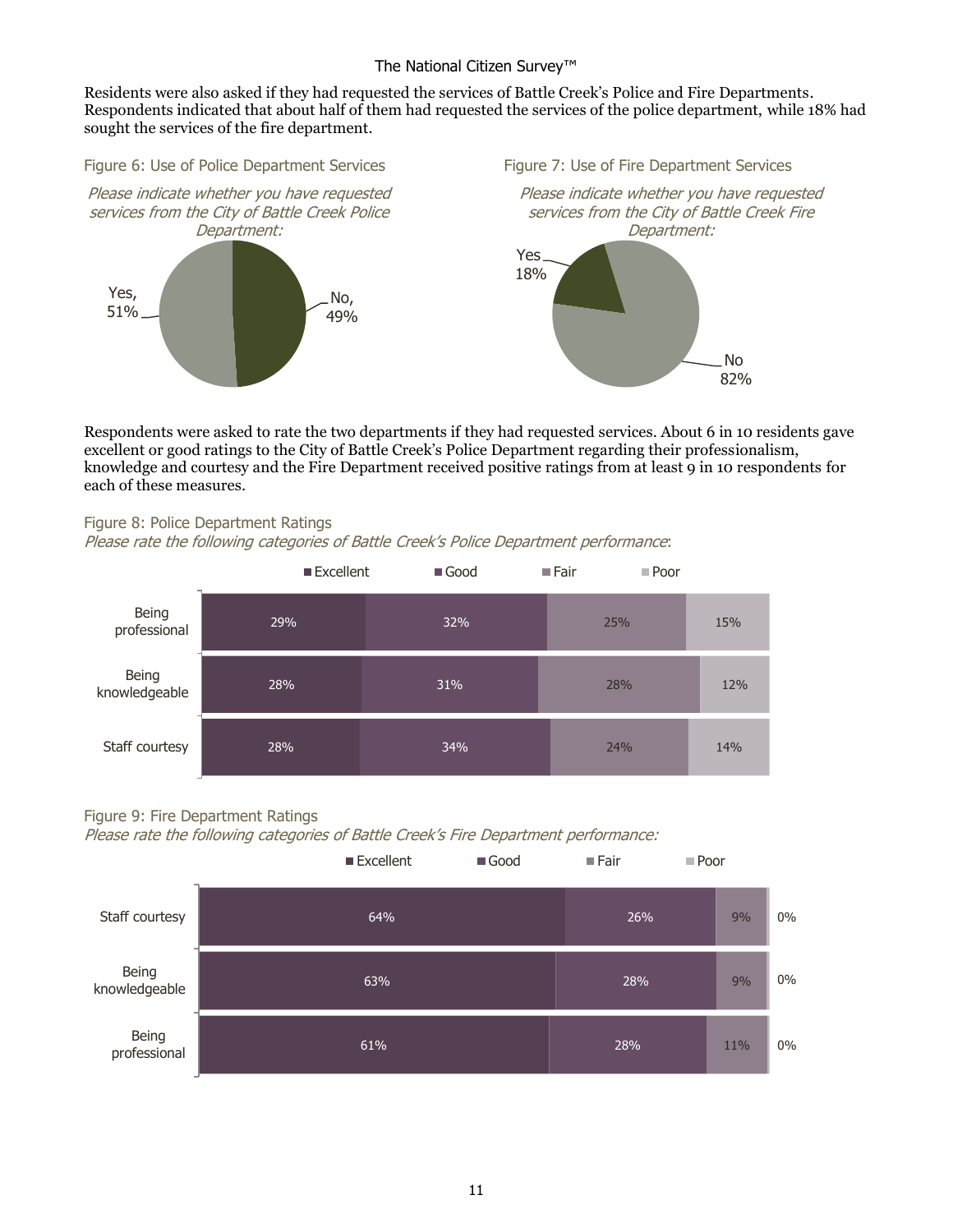Residents were also asked if they had requested the services of Battle Creek's Police and Fire Departments. Respondents indicated that about half of them had requested the services of the police department, while 18% had sought the services of the fire department.

Figure 6: Use of Police Department Services

*Please indicate whether you have requested services from the City of Battle Creek Police Department:*

| Response | Percent |
|---|---|
| Yes | 51% |
| No | 49% |

Figure 7: Use of Fire Department Services

*Please indicate whether you have requested services from the City of Battle Creek Fire Department:*

| Response | Percent |
|---|---|
| Yes | 18% |
| No | 82% |

Respondents were asked to rate the two departments if they had requested services. About 6 in 10 residents gave excellent or good ratings to the City of Battle Creek's Police Department regarding their professionalism, knowledge and courtesy and the Fire Department received positive ratings from at least 9 in 10 respondents for each of these measures.

Figure 8: Police Department Ratings

*Please rate the following categories of Battle Creek's Police Department performance*:

| | Excellent | Good | Fair | Poor |
|---|---|---|---|---|
| Being professional | 29% | 32% | 25% | 15% |
| Being knowledgeable | 28% | 31% | 28% | 12% |
| Staff courtesy | 28% | 34% | 24% | 14% |

Figure 9: Fire Department Ratings

*Please rate the following categories of Battle Creek's Fire Department performance:*

| | Excellent | Good | Fair | Poor |
|---|---|---|---|---|
| Staff courtesy | 64% | 26% | 9% | 0% |
| Being knowledgeable | 63% | 28% | 9% | 0% |
| Being professional | 61% | 28% | 11% | 0% |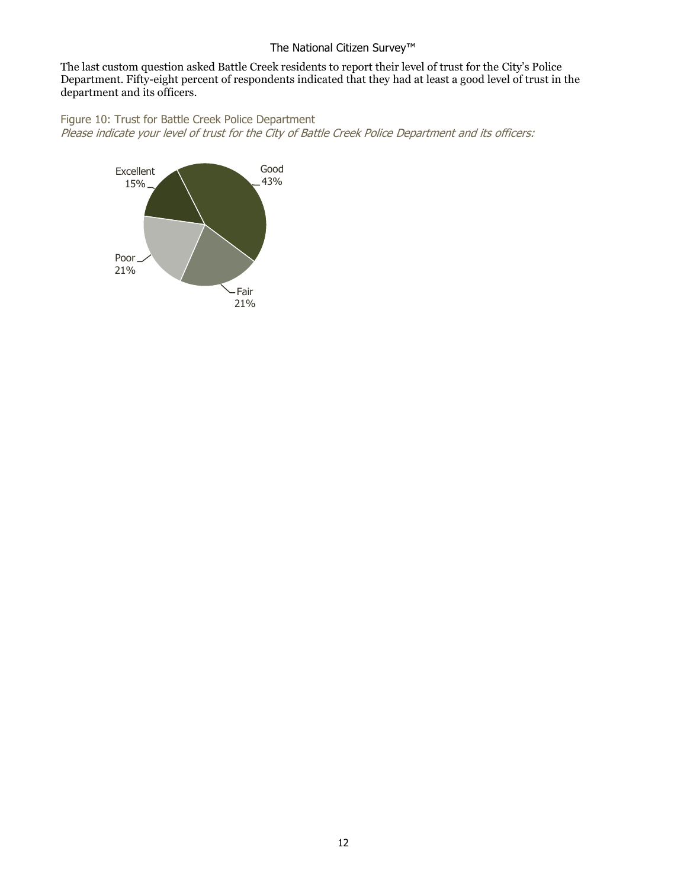The last custom question asked Battle Creek residents to report their level of trust for the City's Police Department. Fifty-eight percent of respondents indicated that they had at least a good level of trust in the department and its officers.

Figure 10: Trust for Battle Creek Police Department

*Please indicate your level of trust for the City of Battle Creek Police Department and its officers:*

Excellent 15%

Good 43%

Fair 21%

Poor 21%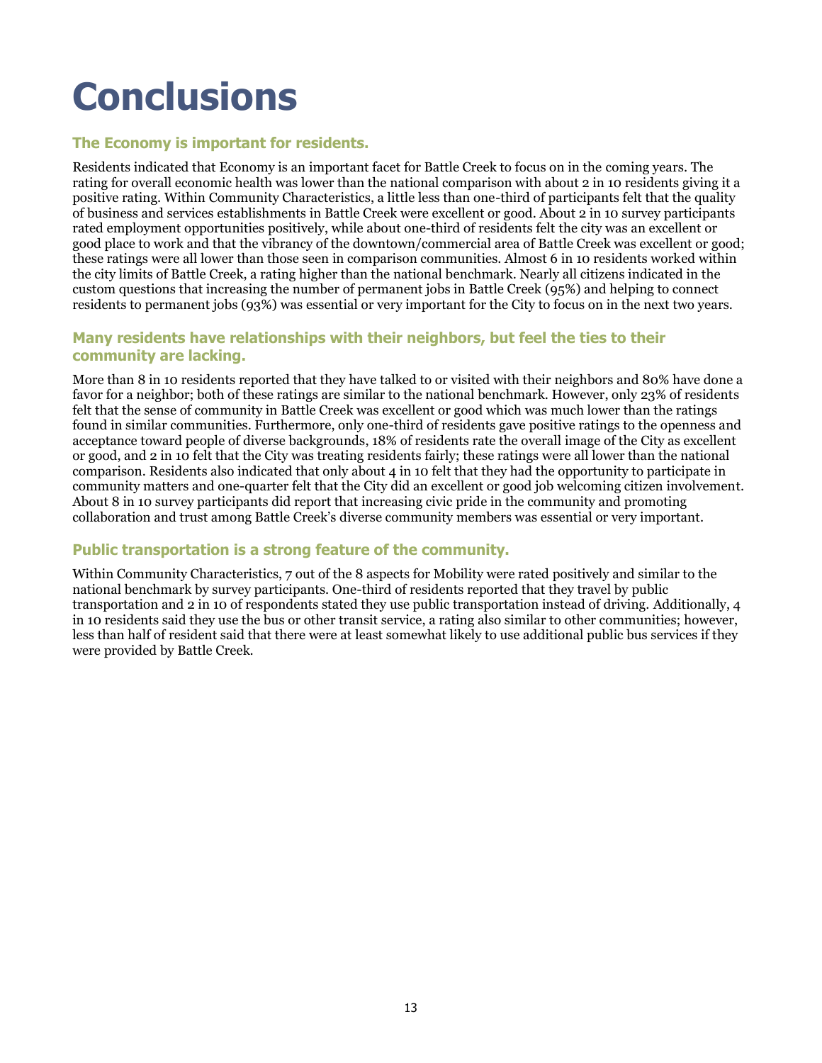# Conclusions

### The Economy is important for residents.

Residents indicated that Economy is an important facet for Battle Creek to focus on in the coming years. The rating for overall economic health was lower than the national comparison with about 2 in 10 residents giving it a positive rating. Within Community Characteristics, a little less than one-third of participants felt that the quality of business and services establishments in Battle Creek were excellent or good. About 2 in 10 survey participants rated employment opportunities positively, while about one-third of residents felt the city was an excellent or good place to work and that the vibrancy of the downtown/commercial area of Battle Creek was excellent or good; these ratings were all lower than those seen in comparison communities. Almost 6 in 10 residents worked within the city limits of Battle Creek, a rating higher than the national benchmark. Nearly all citizens indicated in the custom questions that increasing the number of permanent jobs in Battle Creek (95%) and helping to connect residents to permanent jobs (93%) was essential or very important for the City to focus on in the next two years.

### Many residents have relationships with their neighbors, but feel the ties to their community are lacking.

More than 8 in 10 residents reported that they have talked to or visited with their neighbors and 80% have done a favor for a neighbor; both of these ratings are similar to the national benchmark. However, only 23% of residents felt that the sense of community in Battle Creek was excellent or good which was much lower than the ratings found in similar communities. Furthermore, only one-third of residents gave positive ratings to the openness and acceptance toward people of diverse backgrounds, 18% of residents rate the overall image of the City as excellent or good, and 2 in 10 felt that the City was treating residents fairly; these ratings were all lower than the national comparison. Residents also indicated that only about 4 in 10 felt that they had the opportunity to participate in community matters and one-quarter felt that the City did an excellent or good job welcoming citizen involvement. About 8 in 10 survey participants did report that increasing civic pride in the community and promoting collaboration and trust among Battle Creek's diverse community members was essential or very important.

### Public transportation is a strong feature of the community.

Within Community Characteristics, 7 out of the 8 aspects for Mobility were rated positively and similar to the national benchmark by survey participants. One-third of residents reported that they travel by public transportation and 2 in 10 of respondents stated they use public transportation instead of driving. Additionally, 4 in 10 residents said they use the bus or other transit service, a rating also similar to other communities; however, less than half of resident said that there were at least somewhat likely to use additional public bus services if they were provided by Battle Creek.